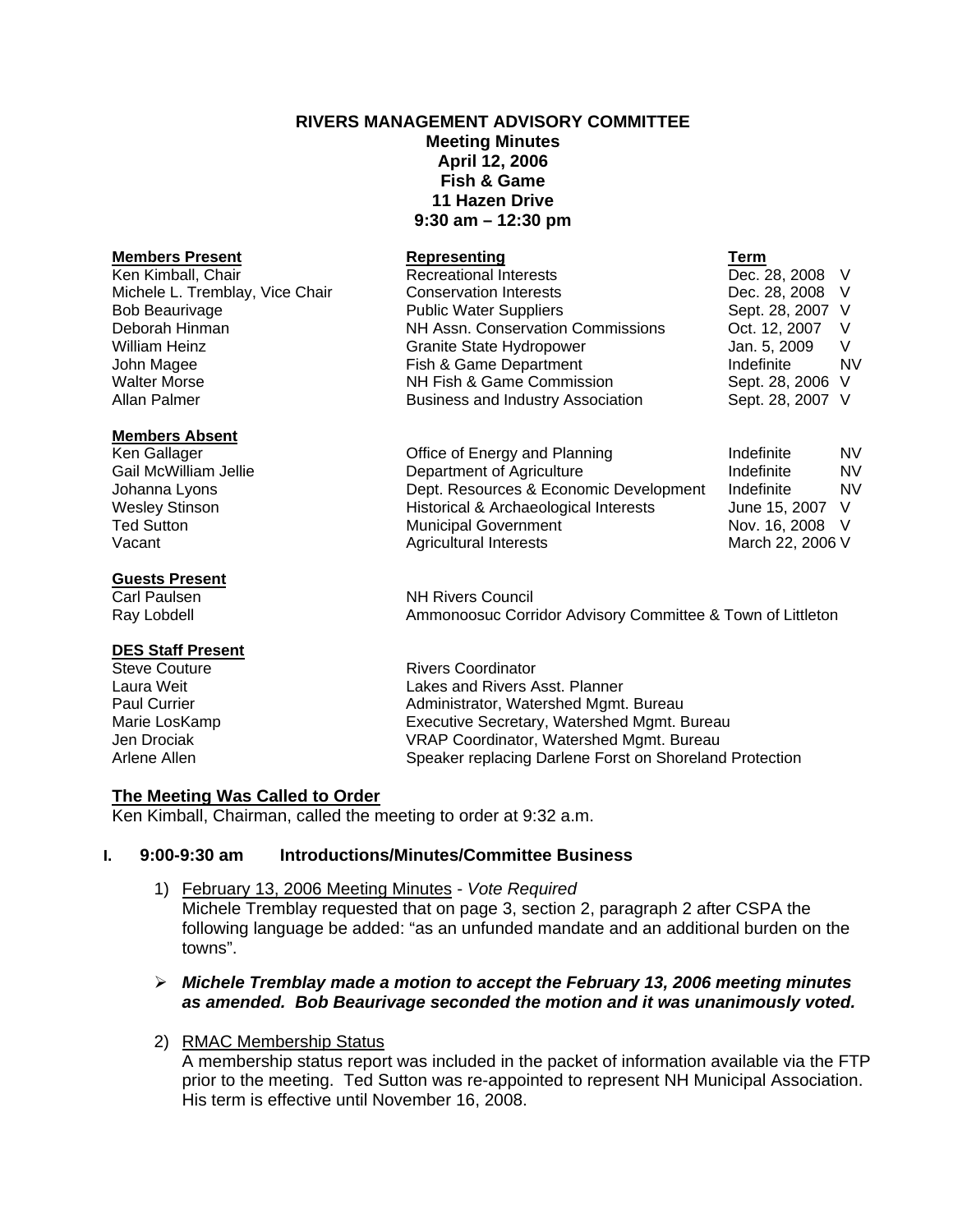# RIVERS MANAGEMENT ADVISORY COMMITTEE

**Meeting Minutes**
**April 12, 2006**
**Fish & Game**
**11 Hazen Drive**
**9:30 am – 12:30 pm**

| **Members Present** | **Representing** | **Term** | |
|---|---|---|---|
| Ken Kimball, Chair | Recreational Interests | Dec. 28, 2008 | V |
| Michele L. Tremblay, Vice Chair | Conservation Interests | Dec. 28, 2008 | V |
| Bob Beaurivage | Public Water Suppliers | Sept. 28, 2007 | V |
| Deborah Hinman | NH Assn. Conservation Commissions | Oct. 12, 2007 | V |
| William Heinz | Granite State Hydropower | Jan. 5, 2009 | V |
| John Magee | Fish & Game Department | Indefinite | NV |
| Walter Morse | NH Fish & Game Commission | Sept. 28, 2006 | V |
| Allan Palmer | Business and Industry Association | Sept. 28, 2007 | V |

| **Members Absent** | | | |
|---|---|---|---|
| Ken Gallager | Office of Energy and Planning | Indefinite | NV |
| Gail McWilliam Jellie | Department of Agriculture | Indefinite | NV |
| Johanna Lyons | Dept. Resources & Economic Development | Indefinite | NV |
| Wesley Stinson | Historical & Archaeological Interests | June 15, 2007 | V |
| Ted Sutton | Municipal Government | Nov. 16, 2008 | V |
| Vacant | Agricultural Interests | March 22, 2006 | V |

| **Guests Present** | |
|---|---|
| Carl Paulsen | NH Rivers Council |
| Ray Lobdell | Ammonoosuc Corridor Advisory Committee & Town of Littleton |

| **DES Staff Present** | |
|---|---|
| Steve Couture | Rivers Coordinator |
| Laura Weit | Lakes and Rivers Asst. Planner |
| Paul Currier | Administrator, Watershed Mgmt. Bureau |
| Marie LosKamp | Executive Secretary, Watershed Mgmt. Bureau |
| Jen Drociak | VRAP Coordinator, Watershed Mgmt. Bureau |
| Arlene Allen | Speaker replacing Darlene Forst on Shoreland Protection |

## The Meeting Was Called to Order

Ken Kimball, Chairman, called the meeting to order at 9:32 a.m.

## I. 9:00-9:30 am Introductions/Minutes/Committee Business

1) February 13, 2006 Meeting Minutes - *Vote Required*
Michele Tremblay requested that on page 3, section 2, paragraph 2 after CSPA the following language be added: "as an unfunded mandate and an additional burden on the towns".

- ***Michele Tremblay made a motion to accept the February 13, 2006 meeting minutes as amended. Bob Beaurivage seconded the motion and it was unanimously voted.***

2) RMAC Membership Status
A membership status report was included in the packet of information available via the FTP prior to the meeting. Ted Sutton was re-appointed to represent NH Municipal Association. His term is effective until November 16, 2008.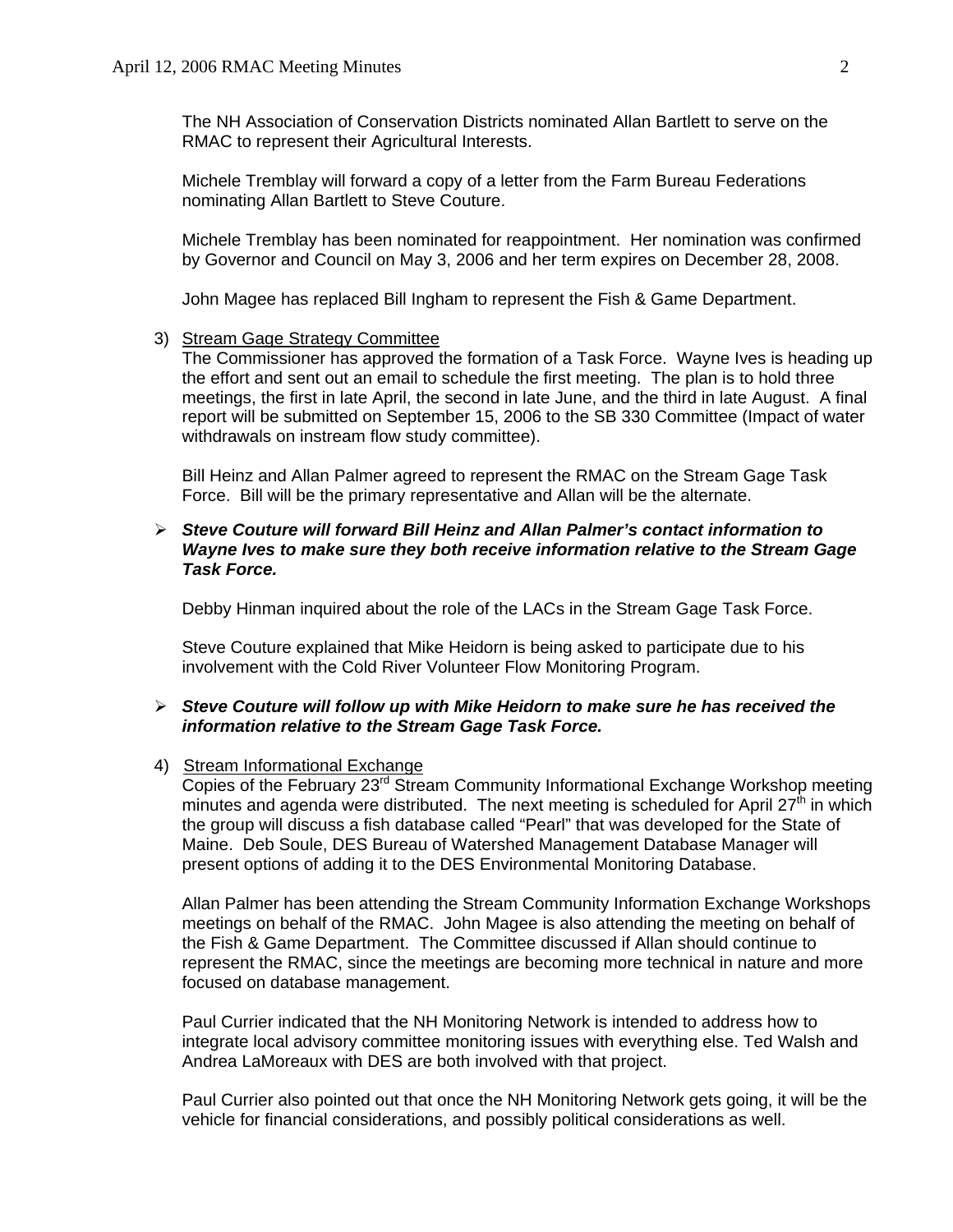The NH Association of Conservation Districts nominated Allan Bartlett to serve on the RMAC to represent their Agricultural Interests.

Michele Tremblay will forward a copy of a letter from the Farm Bureau Federations nominating Allan Bartlett to Steve Couture.

Michele Tremblay has been nominated for reappointment. Her nomination was confirmed by Governor and Council on May 3, 2006 and her term expires on December 28, 2008.

John Magee has replaced Bill Ingham to represent the Fish & Game Department.

3) Stream Gage Strategy Committee

The Commissioner has approved the formation of a Task Force. Wayne Ives is heading up the effort and sent out an email to schedule the first meeting. The plan is to hold three meetings, the first in late April, the second in late June, and the third in late August. A final report will be submitted on September 15, 2006 to the SB 330 Committee (Impact of water withdrawals on instream flow study committee).

Bill Heinz and Allan Palmer agreed to represent the RMAC on the Stream Gage Task Force. Bill will be the primary representative and Allan will be the alternate.

- ***Steve Couture will forward Bill Heinz and Allan Palmer's contact information to Wayne Ives to make sure they both receive information relative to the Stream Gage Task Force.***

Debby Hinman inquired about the role of the LACs in the Stream Gage Task Force.

Steve Couture explained that Mike Heidorn is being asked to participate due to his involvement with the Cold River Volunteer Flow Monitoring Program.

- ***Steve Couture will follow up with Mike Heidorn to make sure he has received the information relative to the Stream Gage Task Force.***

4) Stream Informational Exchange

Copies of the February 23rd Stream Community Informational Exchange Workshop meeting minutes and agenda were distributed. The next meeting is scheduled for April 27th in which the group will discuss a fish database called "Pearl" that was developed for the State of Maine. Deb Soule, DES Bureau of Watershed Management Database Manager will present options of adding it to the DES Environmental Monitoring Database.

Allan Palmer has been attending the Stream Community Information Exchange Workshops meetings on behalf of the RMAC. John Magee is also attending the meeting on behalf of the Fish & Game Department. The Committee discussed if Allan should continue to represent the RMAC, since the meetings are becoming more technical in nature and more focused on database management.

Paul Currier indicated that the NH Monitoring Network is intended to address how to integrate local advisory committee monitoring issues with everything else. Ted Walsh and Andrea LaMoreaux with DES are both involved with that project.

Paul Currier also pointed out that once the NH Monitoring Network gets going, it will be the vehicle for financial considerations, and possibly political considerations as well.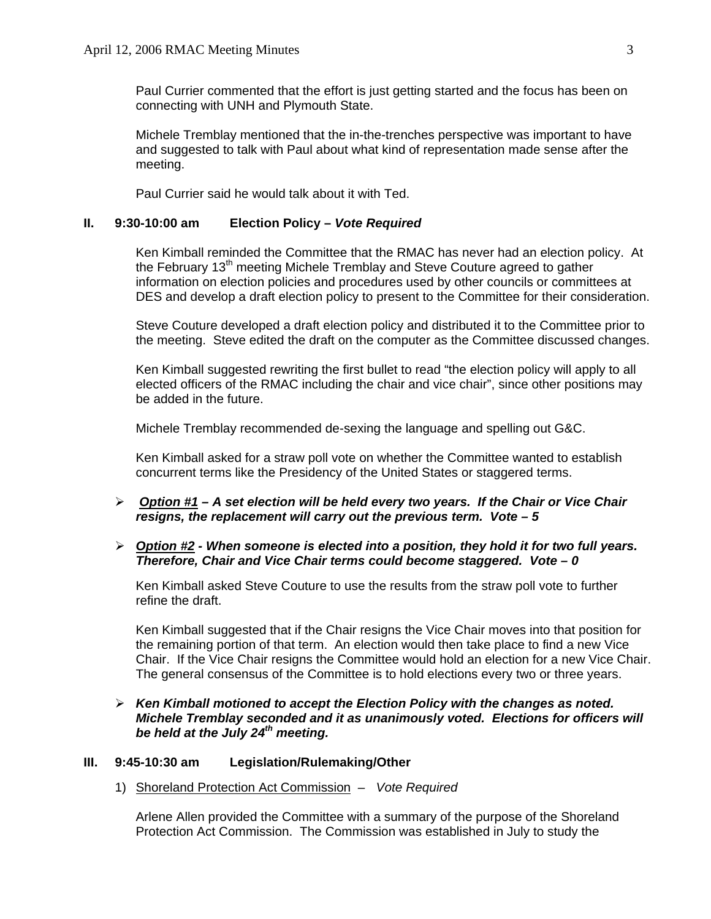Paul Currier commented that the effort is just getting started and the focus has been on connecting with UNH and Plymouth State.

Michele Tremblay mentioned that the in-the-trenches perspective was important to have and suggested to talk with Paul about what kind of representation made sense after the meeting.

Paul Currier said he would talk about it with Ted.

## II. 9:30-10:00 am Election Policy – *Vote Required*

Ken Kimball reminded the Committee that the RMAC has never had an election policy. At the February 13th meeting Michele Tremblay and Steve Couture agreed to gather information on election policies and procedures used by other councils or committees at DES and develop a draft election policy to present to the Committee for their consideration.

Steve Couture developed a draft election policy and distributed it to the Committee prior to the meeting. Steve edited the draft on the computer as the Committee discussed changes.

Ken Kimball suggested rewriting the first bullet to read "the election policy will apply to all elected officers of the RMAC including the chair and vice chair", since other positions may be added in the future.

Michele Tremblay recommended de-sexing the language and spelling out G&C.

Ken Kimball asked for a straw poll vote on whether the Committee wanted to establish concurrent terms like the Presidency of the United States or staggered terms.

- ***Option #1*** ***– A set election will be held every two years. If the Chair or Vice Chair resigns, the replacement will carry out the previous term. Vote – 5***

- ***Option #2*** ***- When someone is elected into a position, they hold it for two full years. Therefore, Chair and Vice Chair terms could become staggered. Vote – 0***

Ken Kimball asked Steve Couture to use the results from the straw poll vote to further refine the draft.

Ken Kimball suggested that if the Chair resigns the Vice Chair moves into that position for the remaining portion of that term. An election would then take place to find a new Vice Chair. If the Vice Chair resigns the Committee would hold an election for a new Vice Chair. The general consensus of the Committee is to hold elections every two or three years.

- ***Ken Kimball motioned to accept the Election Policy with the changes as noted. Michele Tremblay seconded and it as unanimously voted. Elections for officers will be held at the July 24th meeting.***

## III. 9:45-10:30 am Legislation/Rulemaking/Other

1) Shoreland Protection Act Commission – *Vote Required*

Arlene Allen provided the Committee with a summary of the purpose of the Shoreland Protection Act Commission. The Commission was established in July to study the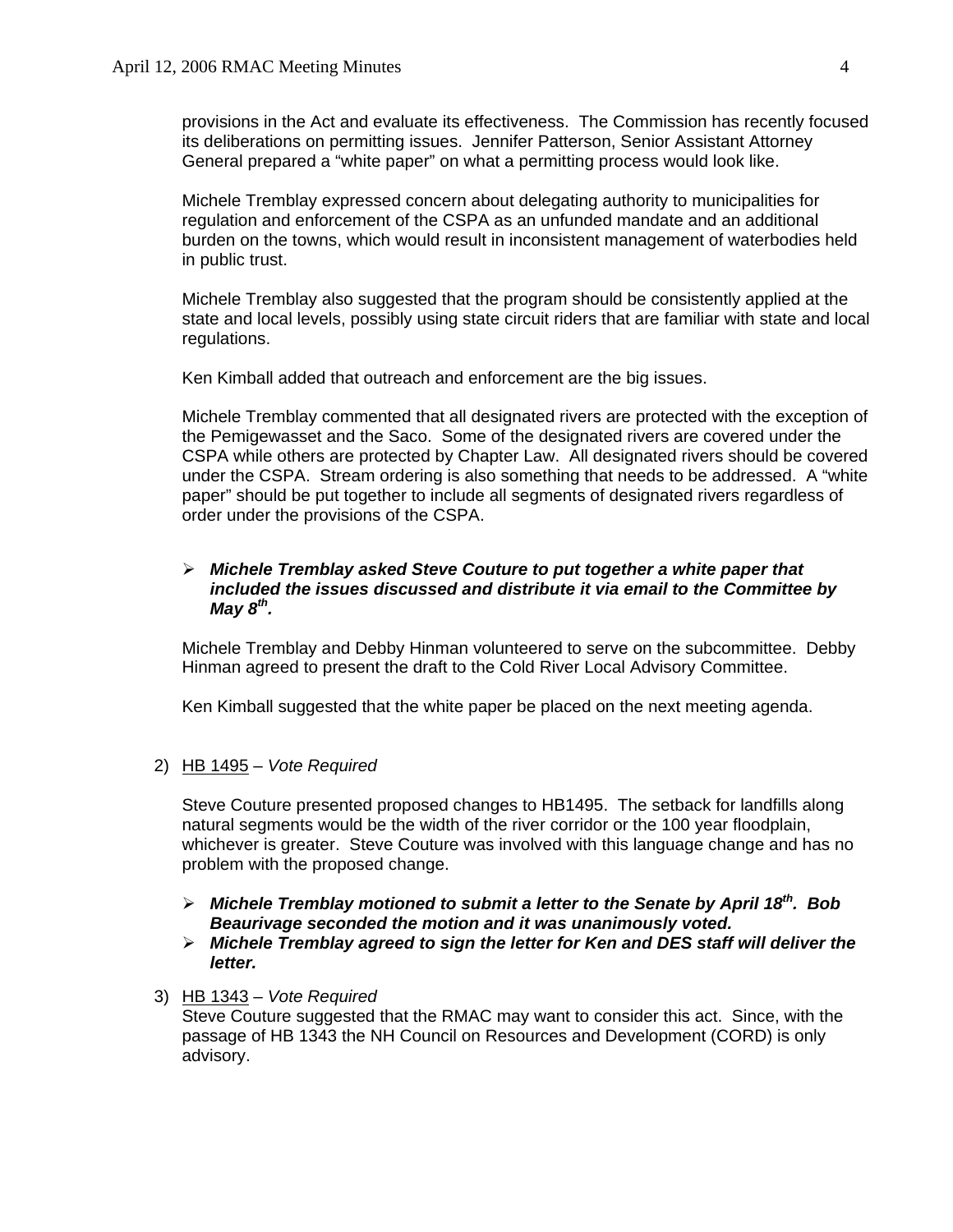provisions in the Act and evaluate its effectiveness. The Commission has recently focused its deliberations on permitting issues. Jennifer Patterson, Senior Assistant Attorney General prepared a "white paper" on what a permitting process would look like.

Michele Tremblay expressed concern about delegating authority to municipalities for regulation and enforcement of the CSPA as an unfunded mandate and an additional burden on the towns, which would result in inconsistent management of waterbodies held in public trust.

Michele Tremblay also suggested that the program should be consistently applied at the state and local levels, possibly using state circuit riders that are familiar with state and local regulations.

Ken Kimball added that outreach and enforcement are the big issues.

Michele Tremblay commented that all designated rivers are protected with the exception of the Pemigewasset and the Saco. Some of the designated rivers are covered under the CSPA while others are protected by Chapter Law. All designated rivers should be covered under the CSPA. Stream ordering is also something that needs to be addressed. A "white paper" should be put together to include all segments of designated rivers regardless of order under the provisions of the CSPA.

- ***Michele Tremblay asked Steve Couture to put together a white paper that included the issues discussed and distribute it via email to the Committee by May 8th.***

Michele Tremblay and Debby Hinman volunteered to serve on the subcommittee. Debby Hinman agreed to present the draft to the Cold River Local Advisory Committee.

Ken Kimball suggested that the white paper be placed on the next meeting agenda.

2) HB 1495 – *Vote Required*

   Steve Couture presented proposed changes to HB1495. The setback for landfills along natural segments would be the width of the river corridor or the 100 year floodplain, whichever is greater. Steve Couture was involved with this language change and has no problem with the proposed change.

   - ***Michele Tremblay motioned to submit a letter to the Senate by April 18th. Bob Beaurivage seconded the motion and it was unanimously voted.***
   - ***Michele Tremblay agreed to sign the letter for Ken and DES staff will deliver the letter.***

3) HB 1343 – *Vote Required*

   Steve Couture suggested that the RMAC may want to consider this act. Since, with the passage of HB 1343 the NH Council on Resources and Development (CORD) is only advisory.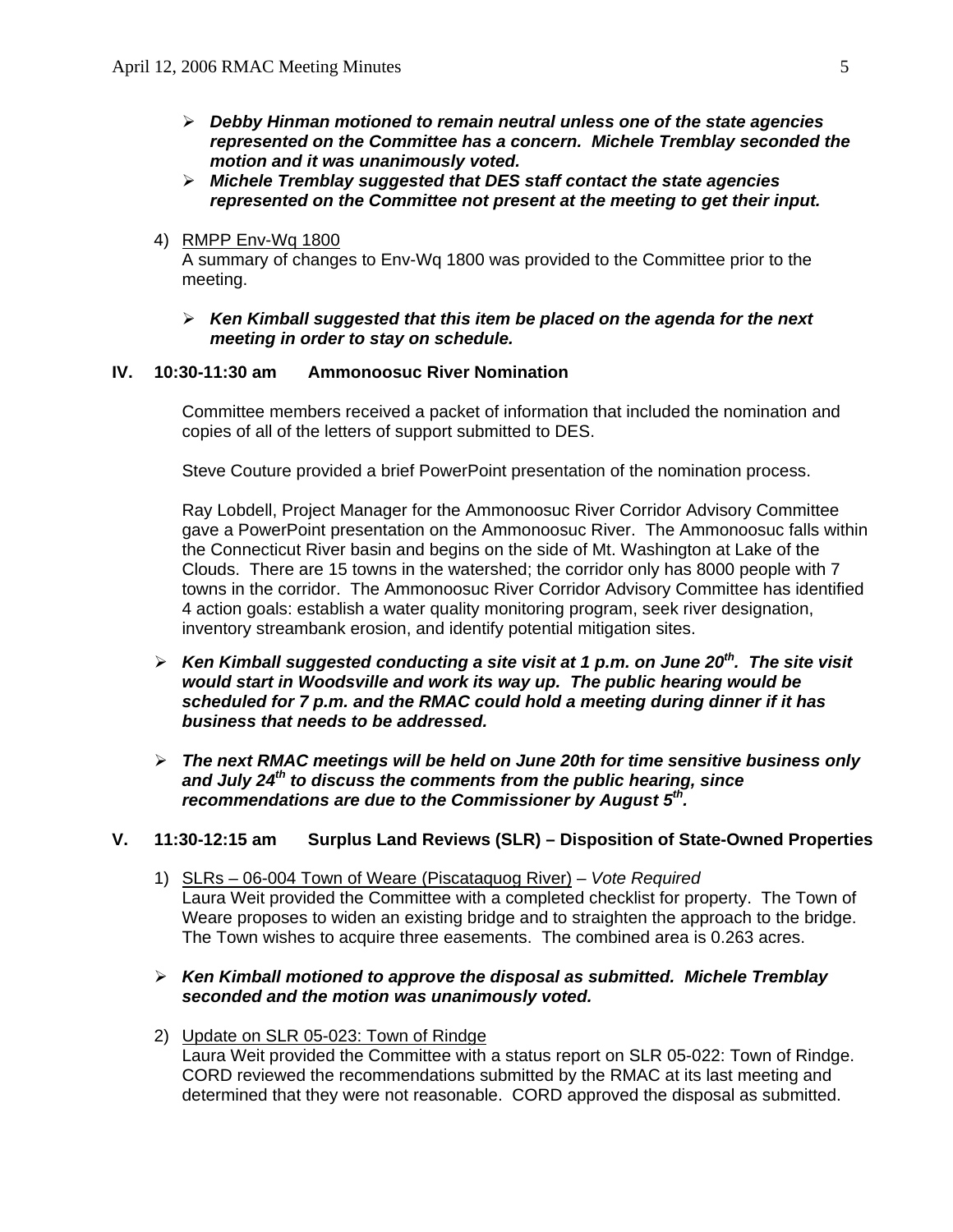- ***Debby Hinman motioned to remain neutral unless one of the state agencies represented on the Committee has a concern. Michele Tremblay seconded the motion and it was unanimously voted.***
- ***Michele Tremblay suggested that DES staff contact the state agencies represented on the Committee not present at the meeting to get their input.***

4) RMPP Env-Wq 1800

   A summary of changes to Env-Wq 1800 was provided to the Committee prior to the meeting.

   - ***Ken Kimball suggested that this item be placed on the agenda for the next meeting in order to stay on schedule.***

## IV. 10:30-11:30 am Ammonoosuc River Nomination

Committee members received a packet of information that included the nomination and copies of all of the letters of support submitted to DES.

Steve Couture provided a brief PowerPoint presentation of the nomination process.

Ray Lobdell, Project Manager for the Ammonoosuc River Corridor Advisory Committee gave a PowerPoint presentation on the Ammonoosuc River. The Ammonoosuc falls within the Connecticut River basin and begins on the side of Mt. Washington at Lake of the Clouds. There are 15 towns in the watershed; the corridor only has 8000 people with 7 towns in the corridor. The Ammonoosuc River Corridor Advisory Committee has identified 4 action goals: establish a water quality monitoring program, seek river designation, inventory streambank erosion, and identify potential mitigation sites.

- ***Ken Kimball suggested conducting a site visit at 1 p.m. on June 20th. The site visit would start in Woodsville and work its way up. The public hearing would be scheduled for 7 p.m. and the RMAC could hold a meeting during dinner if it has business that needs to be addressed.***

- ***The next RMAC meetings will be held on June 20th for time sensitive business only and July 24th to discuss the comments from the public hearing, since recommendations are due to the Commissioner by August 5th.***

## V. 11:30-12:15 am Surplus Land Reviews (SLR) – Disposition of State-Owned Properties

1) SLRs – 06-004 Town of Weare (Piscataquog River) – *Vote Required*

   Laura Weit provided the Committee with a completed checklist for property. The Town of Weare proposes to widen an existing bridge and to straighten the approach to the bridge. The Town wishes to acquire three easements. The combined area is 0.263 acres.

- ***Ken Kimball motioned to approve the disposal as submitted. Michele Tremblay seconded and the motion was unanimously voted.***

2) Update on SLR 05-023: Town of Rindge

   Laura Weit provided the Committee with a status report on SLR 05-022: Town of Rindge. CORD reviewed the recommendations submitted by the RMAC at its last meeting and determined that they were not reasonable. CORD approved the disposal as submitted.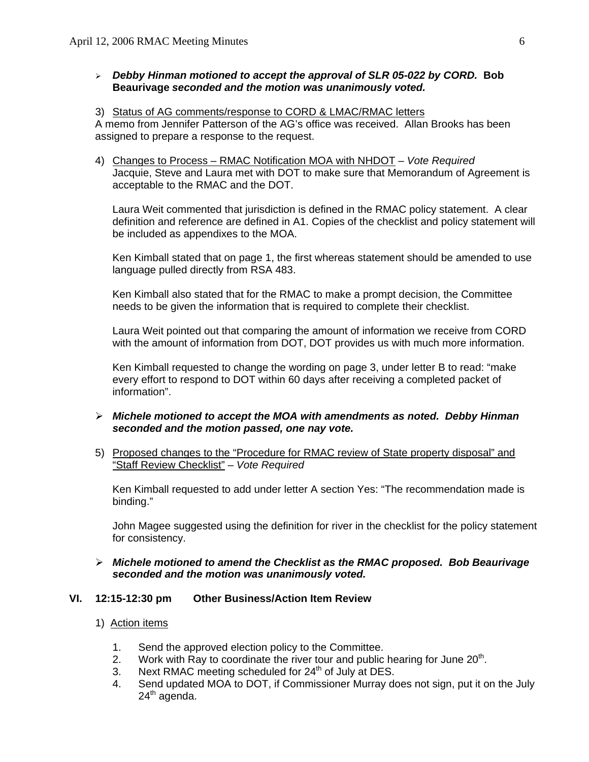- ***Debby Hinman motioned to accept the approval of SLR 05-022 by CORD.* Bob Beaurivage *seconded and the motion was unanimously voted.***

3) Status of AG comments/response to CORD & LMAC/RMAC letters

A memo from Jennifer Patterson of the AG's office was received. Allan Brooks has been assigned to prepare a response to the request.

4) Changes to Process – RMAC Notification MOA with NHDOT – *Vote Required*

Jacquie, Steve and Laura met with DOT to make sure that Memorandum of Agreement is acceptable to the RMAC and the DOT.

Laura Weit commented that jurisdiction is defined in the RMAC policy statement. A clear definition and reference are defined in A1. Copies of the checklist and policy statement will be included as appendixes to the MOA.

Ken Kimball stated that on page 1, the first whereas statement should be amended to use language pulled directly from RSA 483.

Ken Kimball also stated that for the RMAC to make a prompt decision, the Committee needs to be given the information that is required to complete their checklist.

Laura Weit pointed out that comparing the amount of information we receive from CORD with the amount of information from DOT, DOT provides us with much more information.

Ken Kimball requested to change the wording on page 3, under letter B to read: "make every effort to respond to DOT within 60 days after receiving a completed packet of information".

- ***Michele motioned to accept the MOA with amendments as noted. Debby Hinman seconded and the motion passed, one nay vote.***

5) Proposed changes to the "Procedure for RMAC review of State property disposal" and "Staff Review Checklist" – *Vote Required*

Ken Kimball requested to add under letter A section Yes: "The recommendation made is binding."

John Magee suggested using the definition for river in the checklist for the policy statement for consistency.

- ***Michele motioned to amend the Checklist as the RMAC proposed. Bob Beaurivage seconded and the motion was unanimously voted.***

## VI. 12:15-12:30 pm Other Business/Action Item Review

1) Action items

1. Send the approved election policy to the Committee.
2. Work with Ray to coordinate the river tour and public hearing for June 20th.
3. Next RMAC meeting scheduled for 24th of July at DES.
4. Send updated MOA to DOT, if Commissioner Murray does not sign, put it on the July 24th agenda.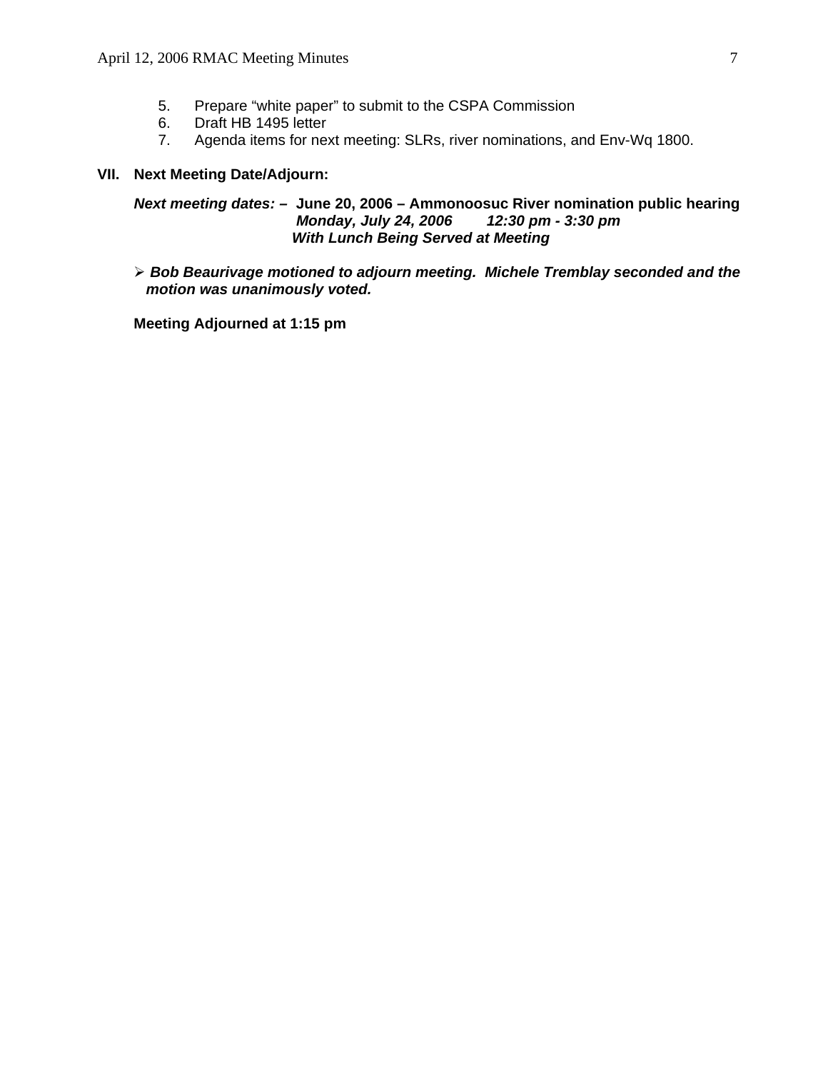5. Prepare "white paper" to submit to the CSPA Commission
6. Draft HB 1495 letter
7. Agenda items for next meeting: SLRs, river nominations, and Env-Wq 1800.

## VII. Next Meeting Date/Adjourn:

***Next meeting dates:*** **– June 20, 2006 – Ammonoosuc River nomination public hearing**
***Monday, July 24, 2006 12:30 pm - 3:30 pm***
***With Lunch Being Served at Meeting***

- ***Bob Beaurivage motioned to adjourn meeting. Michele Tremblay seconded and the motion was unanimously voted.***

**Meeting Adjourned at 1:15 pm**